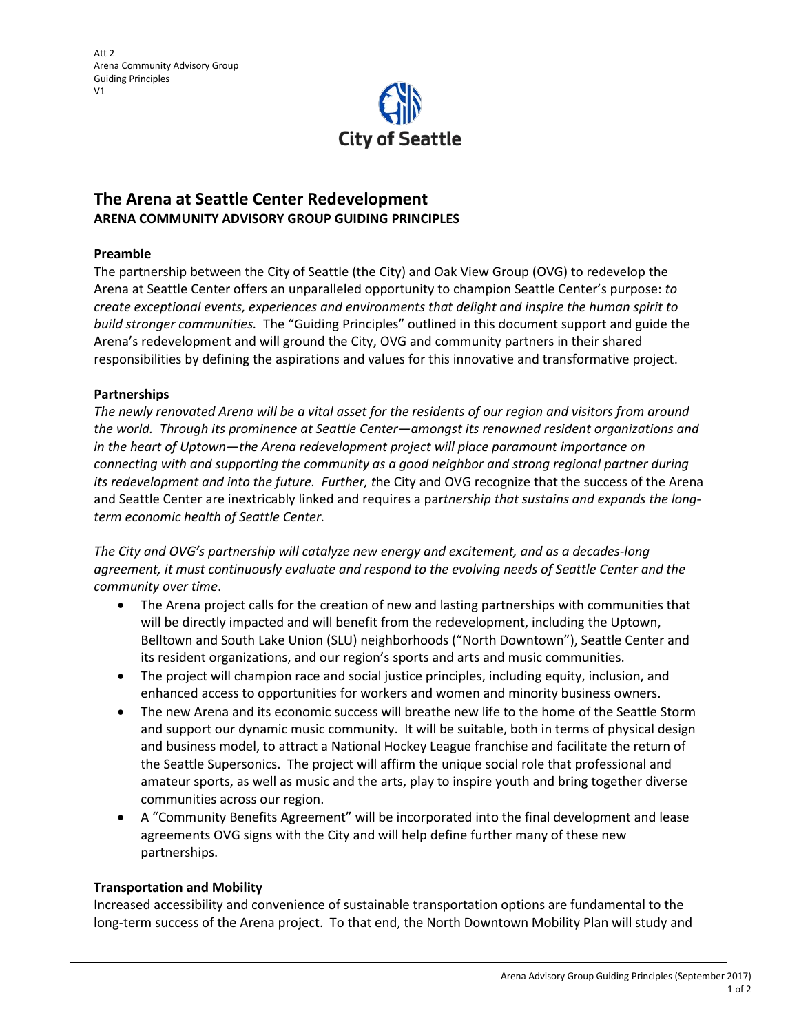Att 2
Arena Community Advisory Group
Guiding Principles
V1

City of Seattle

# The Arena at Seattle Center Redevelopment

**ARENA COMMUNITY ADVISORY GROUP GUIDING PRINCIPLES**

## Preamble

The partnership between the City of Seattle (the City) and Oak View Group (OVG) to redevelop the Arena at Seattle Center offers an unparalleled opportunity to champion Seattle Center's purpose: *to create exceptional events, experiences and environments that delight and inspire the human spirit to build stronger communities.* The "Guiding Principles" outlined in this document support and guide the Arena's redevelopment and will ground the City, OVG and community partners in their shared responsibilities by defining the aspirations and values for this innovative and transformative project.

## Partnerships

*The newly renovated Arena will be a vital asset for the residents of our region and visitors from around the world. Through its prominence at Seattle Center—amongst its renowned resident organizations and in the heart of Uptown—the Arena redevelopment project will place paramount importance on connecting with and supporting the community as a good neighbor and strong regional partner during its redevelopment and into the future. Further, t*he City and OVG recognize that the success of the Arena and Seattle Center are inextricably linked and requires a par*tnership that sustains and expands the long-term economic health of Seattle Center.*

*The City and OVG's partnership will catalyze new energy and excitement, and as a decades-long agreement, it must continuously evaluate and respond to the evolving needs of Seattle Center and the community over time*.

- The Arena project calls for the creation of new and lasting partnerships with communities that will be directly impacted and will benefit from the redevelopment, including the Uptown, Belltown and South Lake Union (SLU) neighborhoods ("North Downtown"), Seattle Center and its resident organizations, and our region's sports and arts and music communities.
- The project will champion race and social justice principles, including equity, inclusion, and enhanced access to opportunities for workers and women and minority business owners.
- The new Arena and its economic success will breathe new life to the home of the Seattle Storm and support our dynamic music community. It will be suitable, both in terms of physical design and business model, to attract a National Hockey League franchise and facilitate the return of the Seattle Supersonics. The project will affirm the unique social role that professional and amateur sports, as well as music and the arts, play to inspire youth and bring together diverse communities across our region.
- A "Community Benefits Agreement" will be incorporated into the final development and lease agreements OVG signs with the City and will help define further many of these new partnerships.

## Transportation and Mobility

Increased accessibility and convenience of sustainable transportation options are fundamental to the long-term success of the Arena project. To that end, the North Downtown Mobility Plan will study and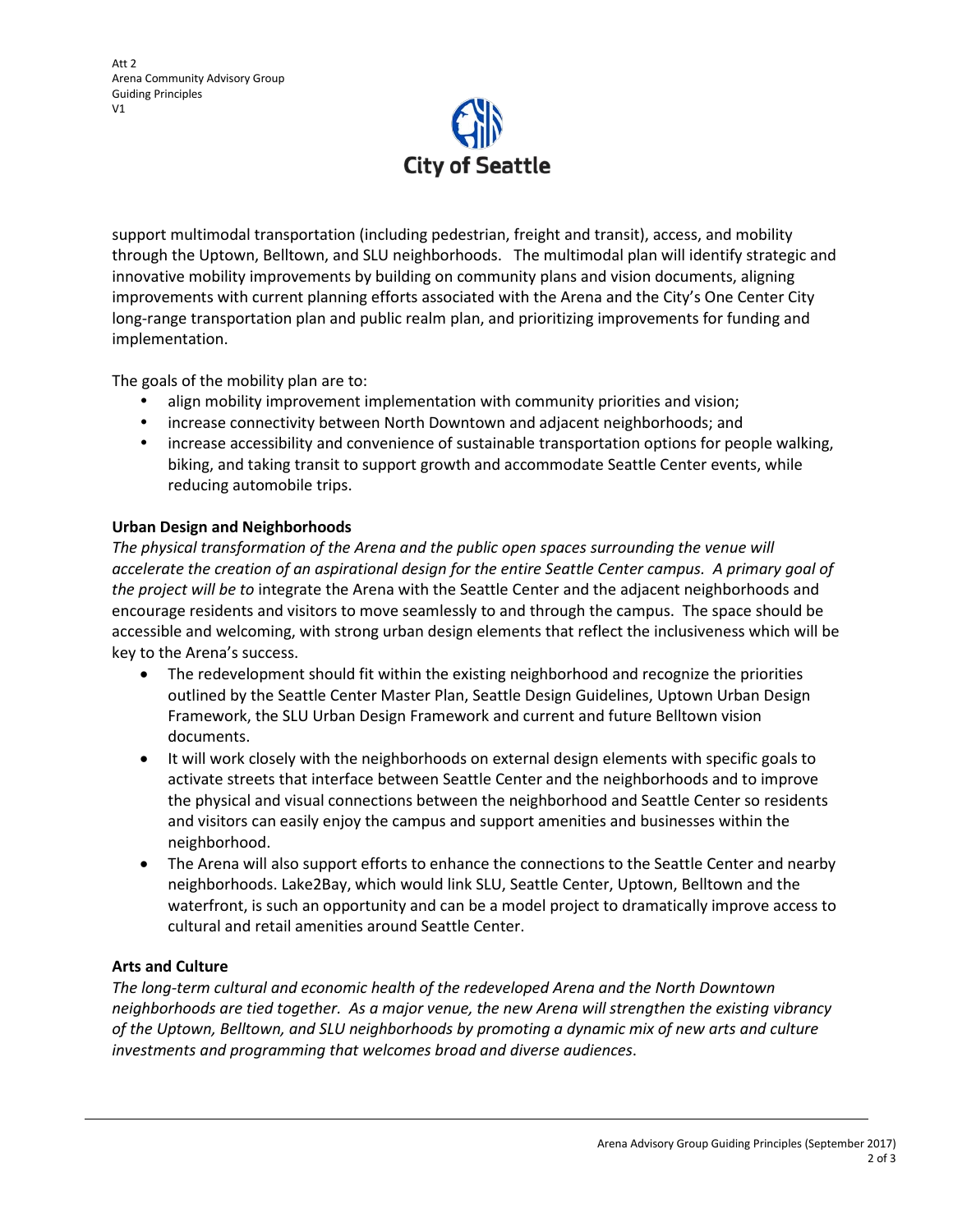support multimodal transportation (including pedestrian, freight and transit), access, and mobility through the Uptown, Belltown, and SLU neighborhoods. The multimodal plan will identify strategic and innovative mobility improvements by building on community plans and vision documents, aligning improvements with current planning efforts associated with the Arena and the City's One Center City long-range transportation plan and public realm plan, and prioritizing improvements for funding and implementation.

The goals of the mobility plan are to:

- align mobility improvement implementation with community priorities and vision;
- increase connectivity between North Downtown and adjacent neighborhoods; and
- increase accessibility and convenience of sustainable transportation options for people walking, biking, and taking transit to support growth and accommodate Seattle Center events, while reducing automobile trips.

**Urban Design and Neighborhoods**

*The physical transformation of the Arena and the public open spaces surrounding the venue will accelerate the creation of an aspirational design for the entire Seattle Center campus. A primary goal of the project will be to* integrate the Arena with the Seattle Center and the adjacent neighborhoods and encourage residents and visitors to move seamlessly to and through the campus. The space should be accessible and welcoming, with strong urban design elements that reflect the inclusiveness which will be key to the Arena's success.

- The redevelopment should fit within the existing neighborhood and recognize the priorities outlined by the Seattle Center Master Plan, Seattle Design Guidelines, Uptown Urban Design Framework, the SLU Urban Design Framework and current and future Belltown vision documents.
- It will work closely with the neighborhoods on external design elements with specific goals to activate streets that interface between Seattle Center and the neighborhoods and to improve the physical and visual connections between the neighborhood and Seattle Center so residents and visitors can easily enjoy the campus and support amenities and businesses within the neighborhood.
- The Arena will also support efforts to enhance the connections to the Seattle Center and nearby neighborhoods. Lake2Bay, which would link SLU, Seattle Center, Uptown, Belltown and the waterfront, is such an opportunity and can be a model project to dramatically improve access to cultural and retail amenities around Seattle Center.

**Arts and Culture**

*The long-term cultural and economic health of the redeveloped Arena and the North Downtown neighborhoods are tied together. As a major venue, the new Arena will strengthen the existing vibrancy of the Uptown, Belltown, and SLU neighborhoods by promoting a dynamic mix of new arts and culture investments and programming that welcomes broad and diverse audiences.*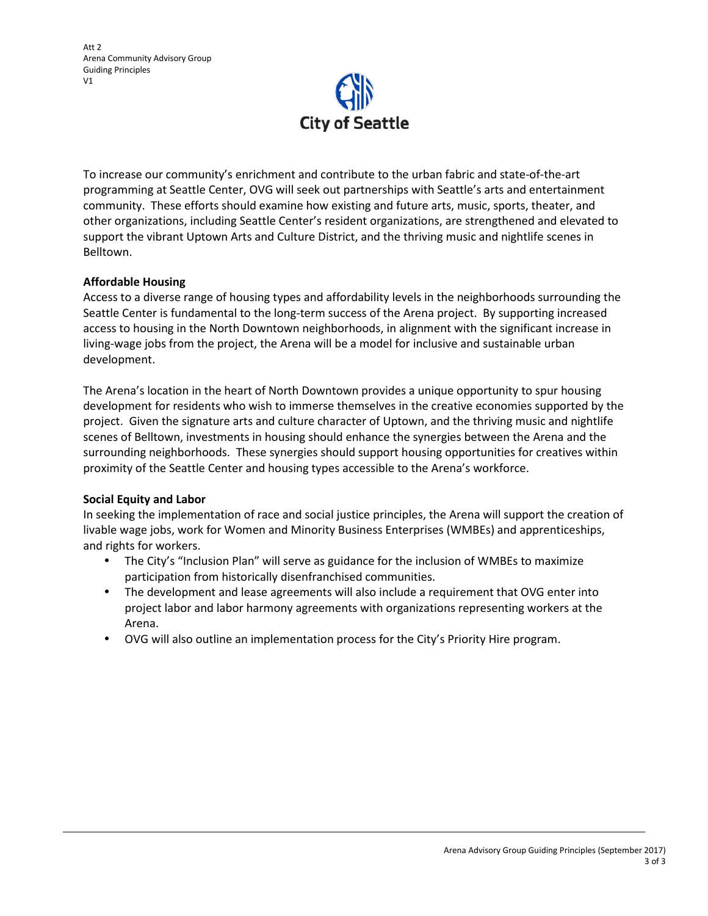To increase our community's enrichment and contribute to the urban fabric and state-of-the-art programming at Seattle Center, OVG will seek out partnerships with Seattle's arts and entertainment community. These efforts should examine how existing and future arts, music, sports, theater, and other organizations, including Seattle Center's resident organizations, are strengthened and elevated to support the vibrant Uptown Arts and Culture District, and the thriving music and nightlife scenes in Belltown.

**Affordable Housing**

Access to a diverse range of housing types and affordability levels in the neighborhoods surrounding the Seattle Center is fundamental to the long-term success of the Arena project. By supporting increased access to housing in the North Downtown neighborhoods, in alignment with the significant increase in living-wage jobs from the project, the Arena will be a model for inclusive and sustainable urban development.

The Arena's location in the heart of North Downtown provides a unique opportunity to spur housing development for residents who wish to immerse themselves in the creative economies supported by the project. Given the signature arts and culture character of Uptown, and the thriving music and nightlife scenes of Belltown, investments in housing should enhance the synergies between the Arena and the surrounding neighborhoods. These synergies should support housing opportunities for creatives within proximity of the Seattle Center and housing types accessible to the Arena's workforce.

**Social Equity and Labor**

In seeking the implementation of race and social justice principles, the Arena will support the creation of livable wage jobs, work for Women and Minority Business Enterprises (WMBEs) and apprenticeships, and rights for workers.

- The City's "Inclusion Plan" will serve as guidance for the inclusion of WMBEs to maximize participation from historically disenfranchised communities.
- The development and lease agreements will also include a requirement that OVG enter into project labor and labor harmony agreements with organizations representing workers at the Arena.
- OVG will also outline an implementation process for the City's Priority Hire program.